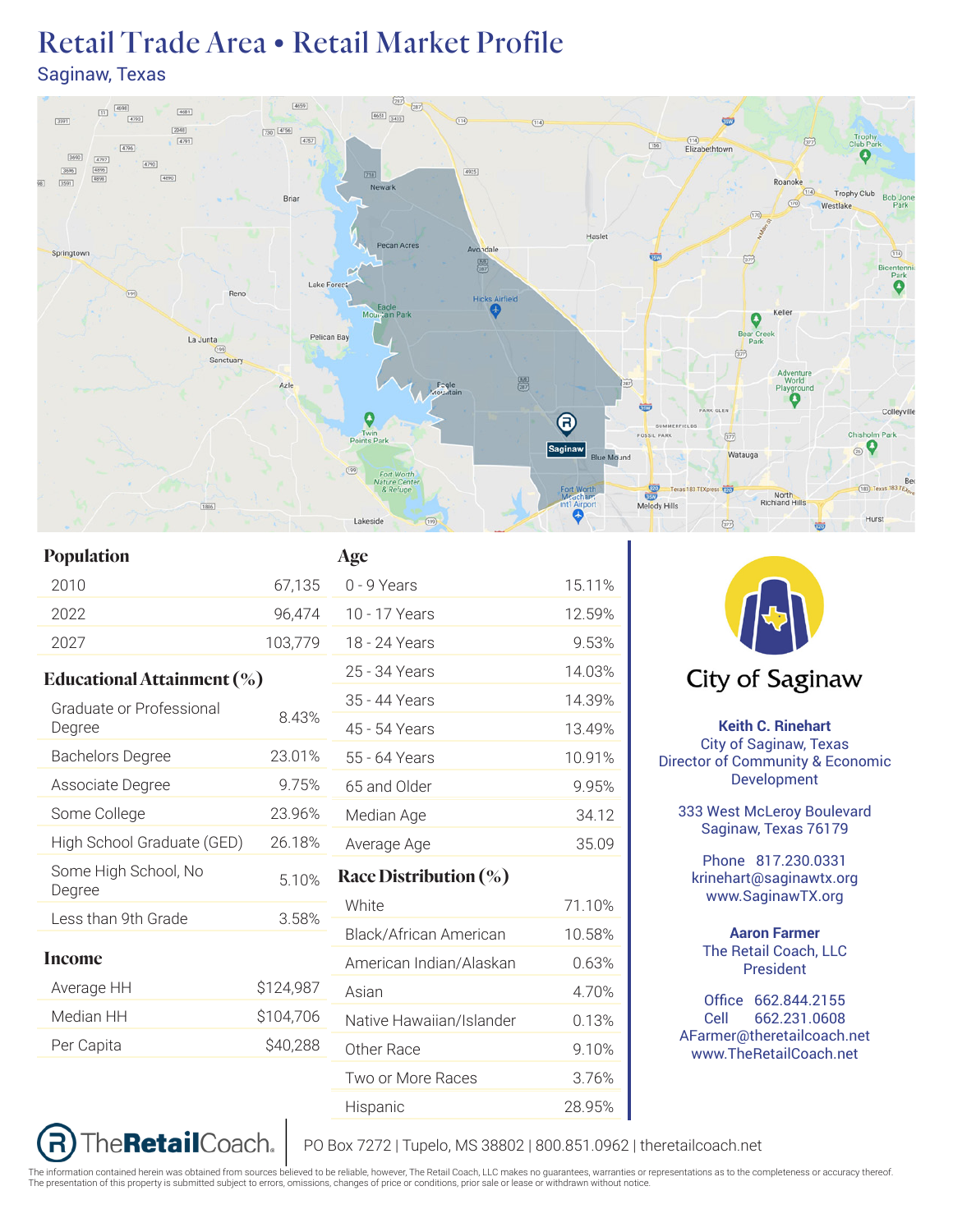# Retail Trade Area • Retail Market Profile

Saginaw, Texas

## Population

| | |
|---|---|
| 2010 | 67,135 |
| 2022 | 96,474 |
| 2027 | 103,779 |

## Educational Attainment (%)

| | |
|---|---|
| Graduate or Professional Degree | 8.43% |
| Bachelors Degree | 23.01% |
| Associate Degree | 9.75% |
| Some College | 23.96% |
| High School Graduate (GED) | 26.18% |
| Some High School, No Degree | 5.10% |
| Less than 9th Grade | 3.58% |

## Income

| | |
|---|---|
| Average HH | $124,987 |
| Median HH | $104,706 |
| Per Capita | $40,288 |

## Age

| | |
|---|---|
| 0 - 9 Years | 15.11% |
| 10 - 17 Years | 12.59% |
| 18 - 24 Years | 9.53% |
| 25 - 34 Years | 14.03% |
| 35 - 44 Years | 14.39% |
| 45 - 54 Years | 13.49% |
| 55 - 64 Years | 10.91% |
| 65 and Older | 9.95% |
| Median Age | 34.12 |
| Average Age | 35.09 |

## Race Distribution (%)

| | |
|---|---|
| White | 71.10% |
| Black/African American | 10.58% |
| American Indian/Alaskan | 0.63% |
| Asian | 4.70% |
| Native Hawaiian/Islander | 0.13% |
| Other Race | 9.10% |
| Two or More Races | 3.76% |
| Hispanic | 28.95% |

City of Saginaw

**Keith C. Rinehart**
City of Saginaw, Texas
Director of Community & Economic Development

333 West McLeroy Boulevard
Saginaw, Texas 76179

Phone 817.230.0331
krinehart@saginawtx.org
www.SaginawTX.org

**Aaron Farmer**
The Retail Coach, LLC
President

Office 662.844.2155
Cell 662.231.0608
AFarmer@theretailcoach.net
www.TheRetailCoach.net

TheRetailCoach. | PO Box 7272 | Tupelo, MS 38802 | 800.851.0962 | theretailcoach.net

The information contained herein was obtained from sources believed to be reliable, however, The Retail Coach, LLC makes no guarantees, warranties or representations as to the completeness or accuracy thereof. The presentation of this property is submitted subject to errors, omissions, changes of price or conditions, prior sale or lease or withdrawn without notice.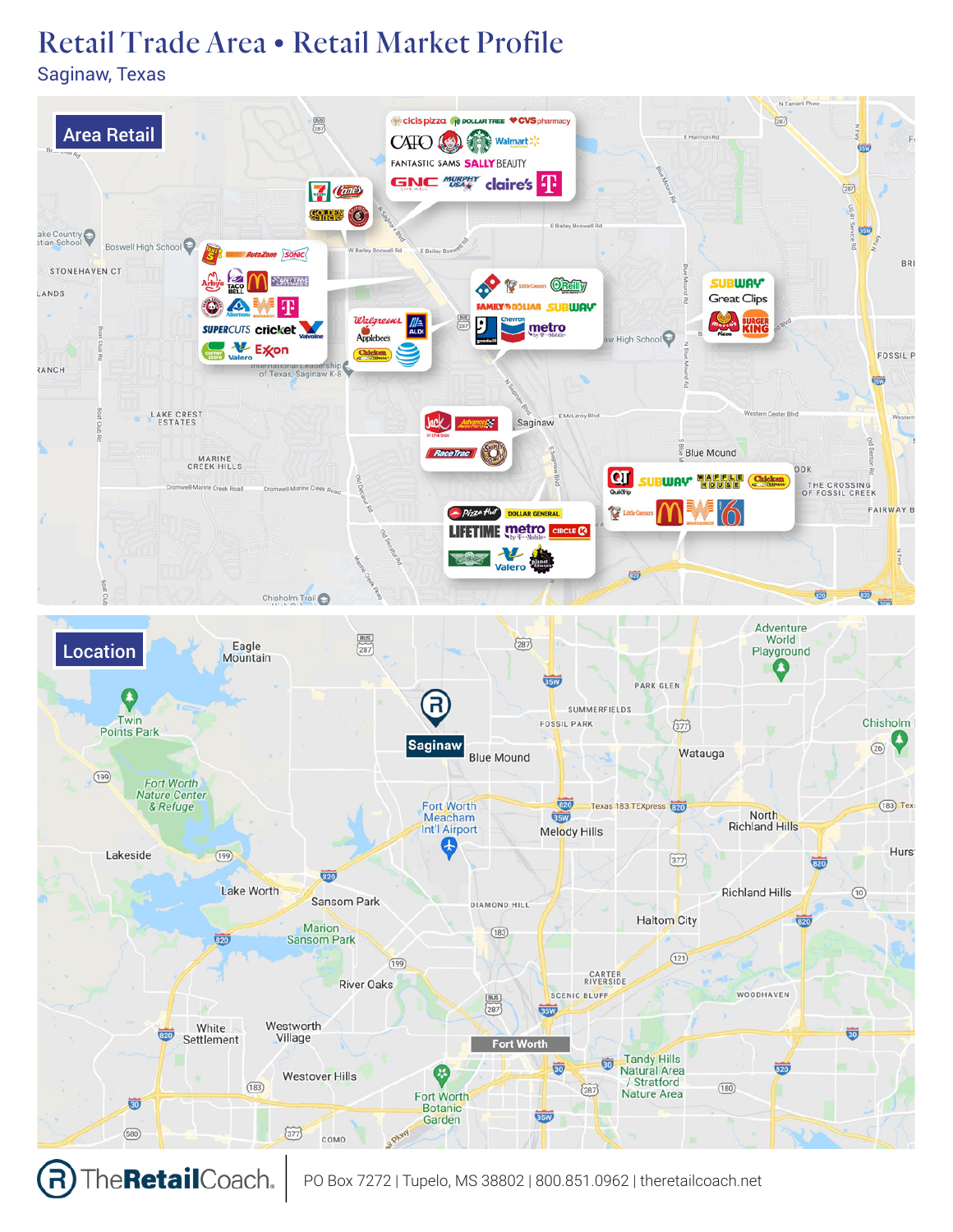# Retail Trade Area • Retail Market Profile

Saginaw, Texas

## Area Retail

## Location

TheRetailCoach. | PO Box 7272 | Tupelo, MS 38802 | 800.851.0962 | theretailcoach.net